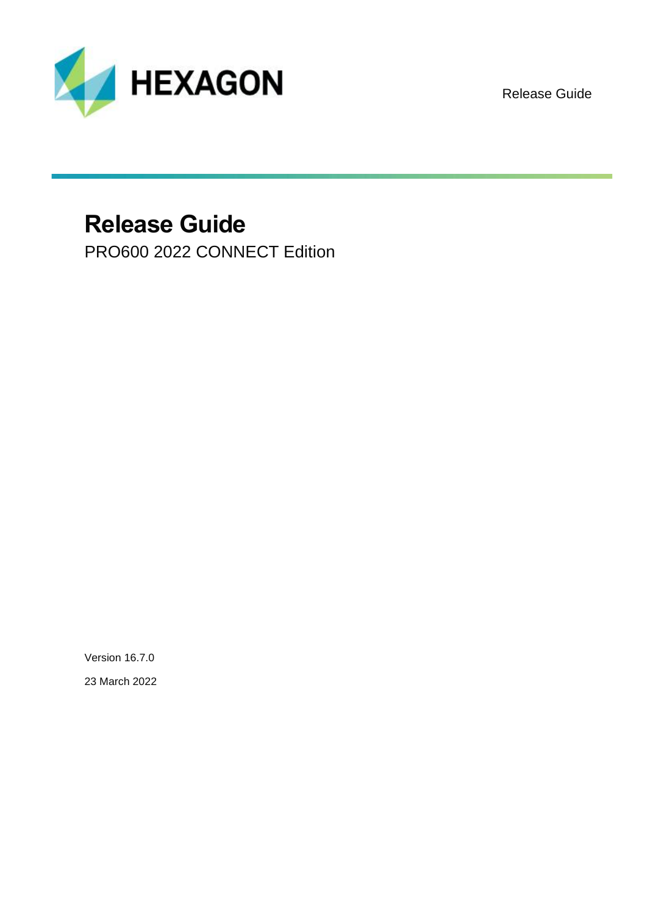HEXAGON

Release Guide

# Release Guide

PRO600 2022 CONNECT Edition

Version 16.7.0

23 March 2022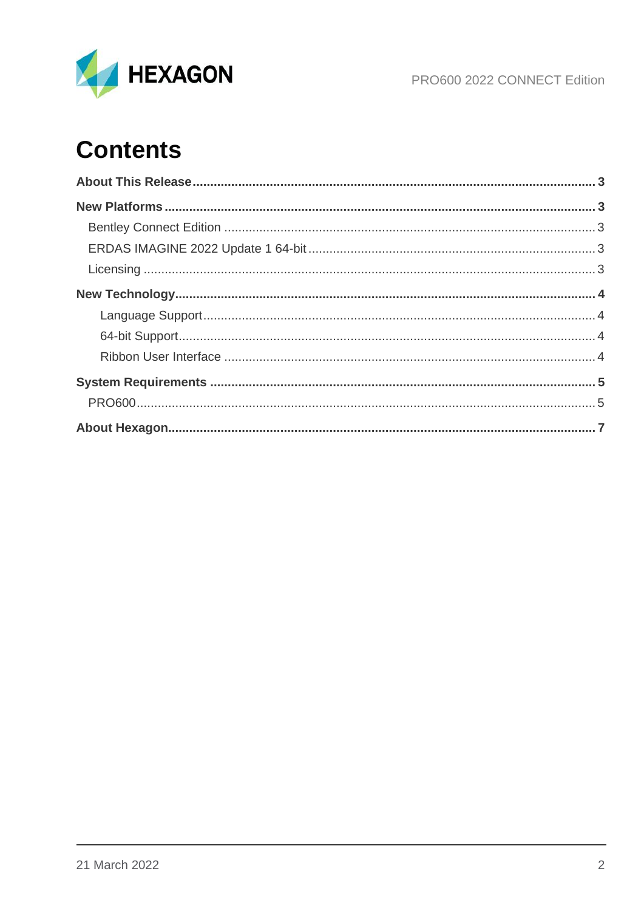# Contents

**About This Release** .......... **3**

**New Platforms** .......... **3**

- Bentley Connect Edition .......... 3
- ERDAS IMAGINE 2022 Update 1 64-bit .......... 3
- Licensing .......... 3

**New Technology** .......... **4**

- Language Support .......... 4
- 64-bit Support .......... 4
- Ribbon User Interface .......... 4

**System Requirements** .......... **5**

- PRO600 .......... 5

**About Hexagon** .......... **7**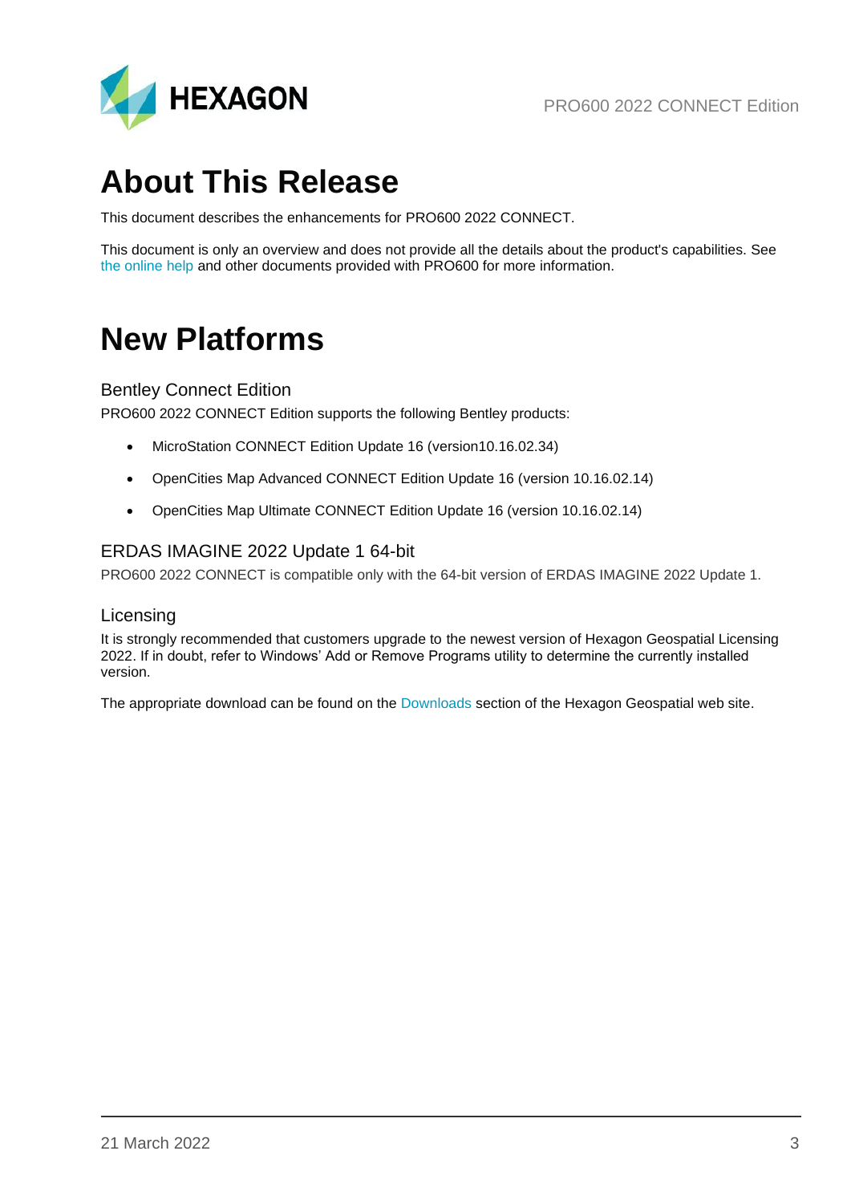# About This Release

This document describes the enhancements for PRO600 2022 CONNECT.

This document is only an overview and does not provide all the details about the product's capabilities. See the online help and other documents provided with PRO600 for more information.

# New Platforms

### Bentley Connect Edition

PRO600 2022 CONNECT Edition supports the following Bentley products:

- MicroStation CONNECT Edition Update 16 (version10.16.02.34)
- OpenCities Map Advanced CONNECT Edition Update 16 (version 10.16.02.14)
- OpenCities Map Ultimate CONNECT Edition Update 16 (version 10.16.02.14)

### ERDAS IMAGINE 2022 Update 1 64-bit

PRO600 2022 CONNECT is compatible only with the 64-bit version of ERDAS IMAGINE 2022 Update 1.

### Licensing

It is strongly recommended that customers upgrade to the newest version of Hexagon Geospatial Licensing 2022. If in doubt, refer to Windows' Add or Remove Programs utility to determine the currently installed version.

The appropriate download can be found on the Downloads section of the Hexagon Geospatial web site.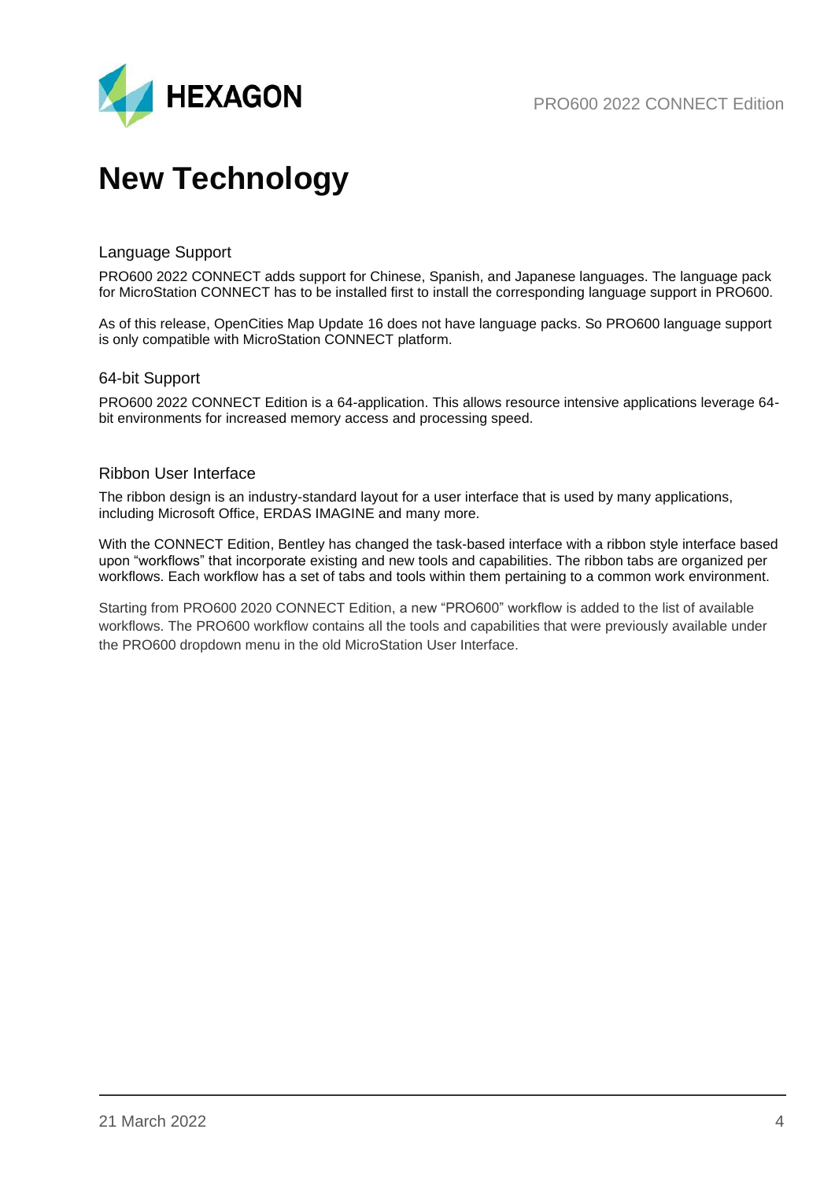# New Technology

## Language Support

PRO600 2022 CONNECT adds support for Chinese, Spanish, and Japanese languages. The language pack for MicroStation CONNECT has to be installed first to install the corresponding language support in PRO600.

As of this release, OpenCities Map Update 16 does not have language packs. So PRO600 language support is only compatible with MicroStation CONNECT platform.

## 64-bit Support

PRO600 2022 CONNECT Edition is a 64-application. This allows resource intensive applications leverage 64-bit environments for increased memory access and processing speed.

## Ribbon User Interface

The ribbon design is an industry-standard layout for a user interface that is used by many applications, including Microsoft Office, ERDAS IMAGINE and many more.

With the CONNECT Edition, Bentley has changed the task-based interface with a ribbon style interface based upon "workflows" that incorporate existing and new tools and capabilities. The ribbon tabs are organized per workflows. Each workflow has a set of tabs and tools within them pertaining to a common work environment.

Starting from PRO600 2020 CONNECT Edition, a new "PRO600" workflow is added to the list of available workflows. The PRO600 workflow contains all the tools and capabilities that were previously available under the PRO600 dropdown menu in the old MicroStation User Interface.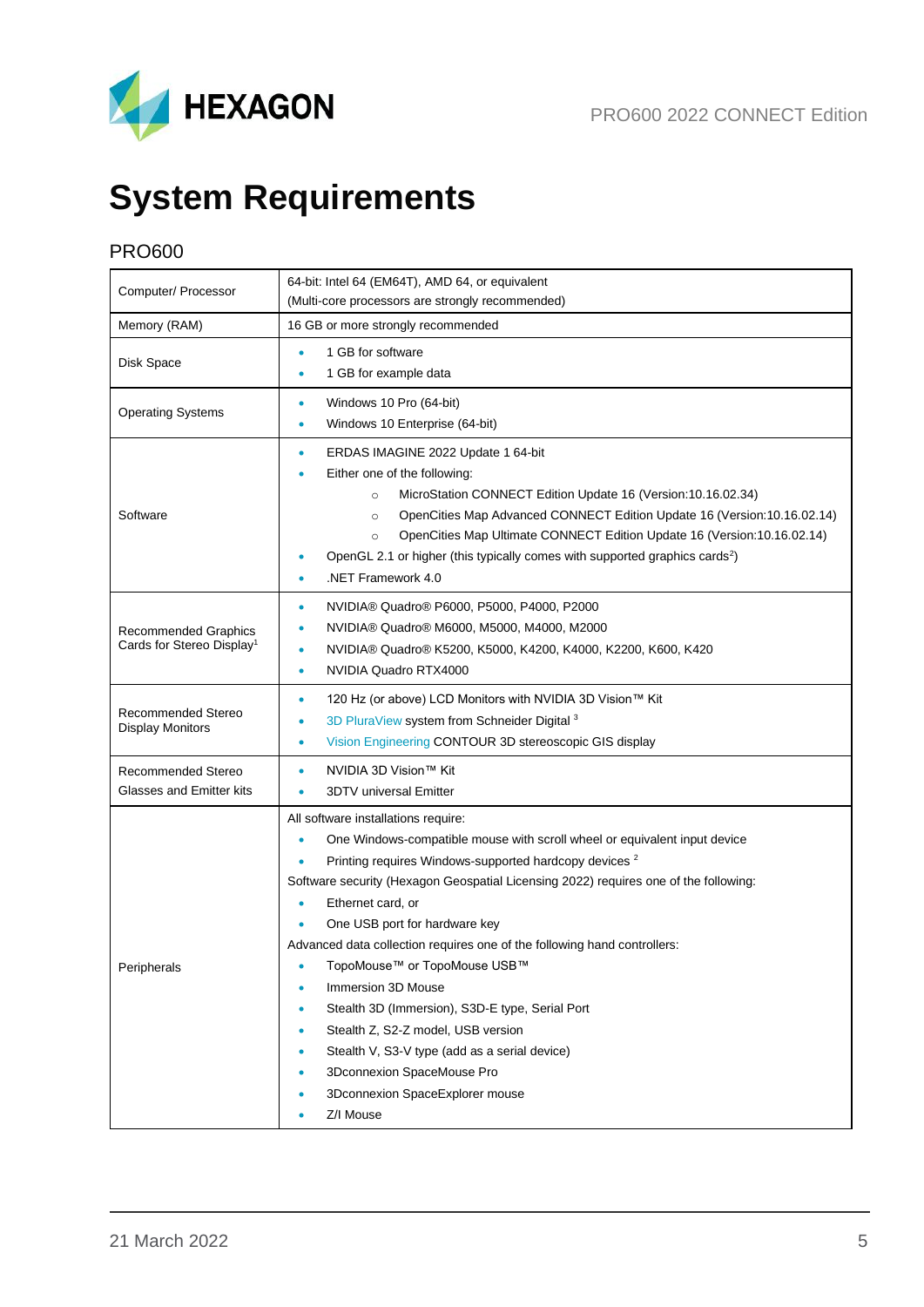# System Requirements

## PRO600

| | |
|---|---|
| Computer/ Processor | 64-bit: Intel 64 (EM64T), AMD 64, or equivalent<br>(Multi-core processors are strongly recommended) |
| Memory (RAM) | 16 GB or more strongly recommended |
| Disk Space | • 1 GB for software<br>• 1 GB for example data |
| Operating Systems | • Windows 10 Pro (64-bit)<br>• Windows 10 Enterprise (64-bit) |
| Software | • ERDAS IMAGINE 2022 Update 1 64-bit<br>• Either one of the following:<br>&nbsp;&nbsp;&nbsp;&nbsp;○ MicroStation CONNECT Edition Update 16 (Version:10.16.02.34)<br>&nbsp;&nbsp;&nbsp;&nbsp;○ OpenCities Map Advanced CONNECT Edition Update 16 (Version:10.16.02.14)<br>&nbsp;&nbsp;&nbsp;&nbsp;○ OpenCities Map Ultimate CONNECT Edition Update 16 (Version:10.16.02.14)<br>• OpenGL 2.1 or higher (this typically comes with supported graphics cards[2])<br>• .NET Framework 4.0 |
| Recommended Graphics Cards for Stereo Display[1] | • NVIDIA® Quadro® P6000, P5000, P4000, P2000<br>• NVIDIA® Quadro® M6000, M5000, M4000, M2000<br>• NVIDIA® Quadro® K5200, K5000, K4200, K4000, K2200, K600, K420<br>• NVIDIA Quadro RTX4000 |
| Recommended Stereo Display Monitors | • 120 Hz (or above) LCD Monitors with NVIDIA 3D Vision™ Kit<br>• 3D PluraView system from Schneider Digital [3]<br>• Vision Engineering CONTOUR 3D stereoscopic GIS display |
| Recommended Stereo Glasses and Emitter kits | • NVIDIA 3D Vision™ Kit<br>• 3DTV universal Emitter |
| Peripherals | All software installations require:<br>• One Windows-compatible mouse with scroll wheel or equivalent input device<br>• Printing requires Windows-supported hardcopy devices [2]<br>Software security (Hexagon Geospatial Licensing 2022) requires one of the following:<br>• Ethernet card, or<br>• One USB port for hardware key<br>Advanced data collection requires one of the following hand controllers:<br>• TopoMouse™ or TopoMouse USB™<br>• Immersion 3D Mouse<br>• Stealth 3D (Immersion), S3D-E type, Serial Port<br>• Stealth Z, S2-Z model, USB version<br>• Stealth V, S3-V type (add as a serial device)<br>• 3Dconnexion SpaceMouse Pro<br>• 3Dconnexion SpaceExplorer mouse<br>• Z/I Mouse |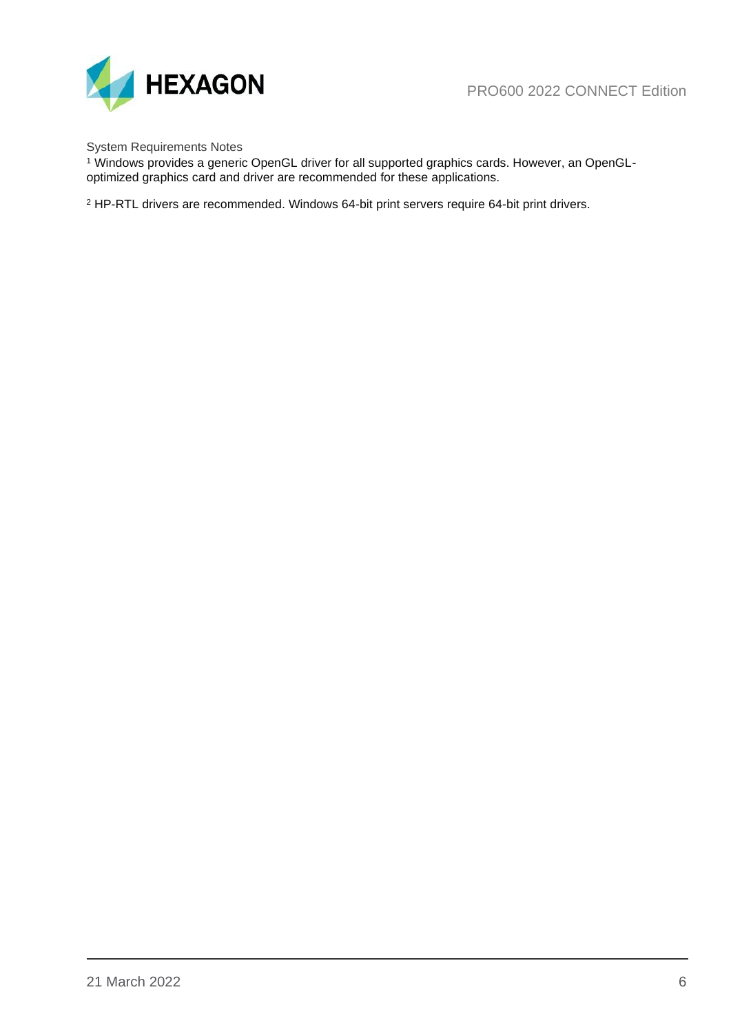System Requirements Notes

[1] Windows provides a generic OpenGL driver for all supported graphics cards. However, an OpenGL-optimized graphics card and driver are recommended for these applications.

[2] HP-RTL drivers are recommended. Windows 64-bit print servers require 64-bit print drivers.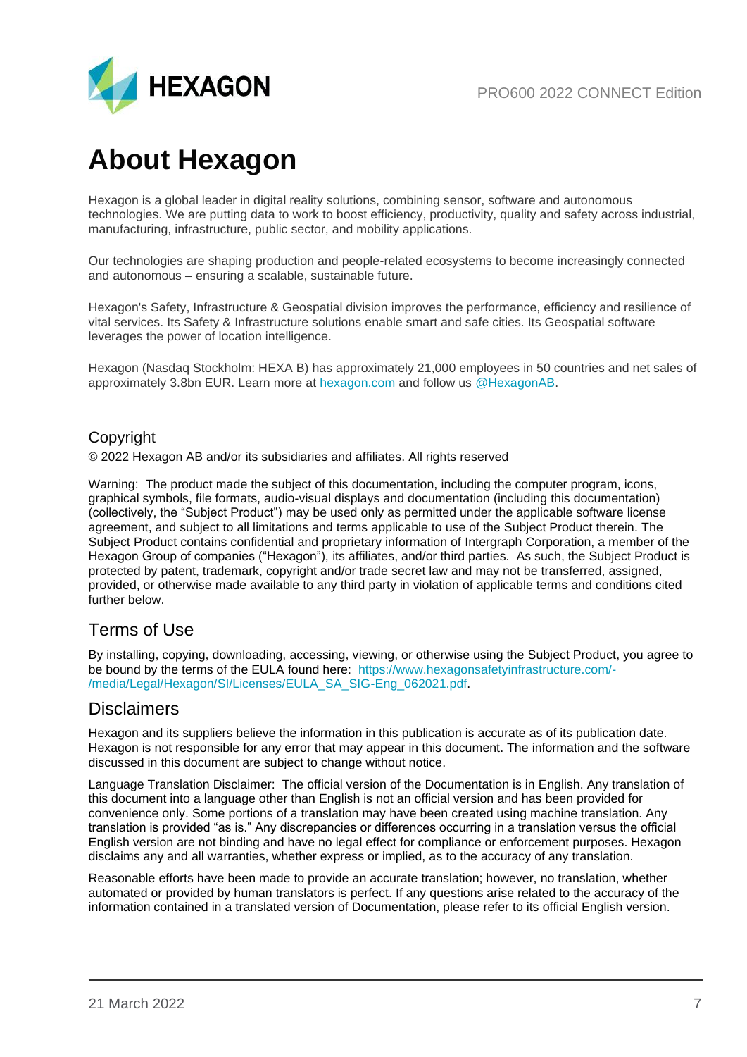# About Hexagon

Hexagon is a global leader in digital reality solutions, combining sensor, software and autonomous technologies. We are putting data to work to boost efficiency, productivity, quality and safety across industrial, manufacturing, infrastructure, public sector, and mobility applications.

Our technologies are shaping production and people-related ecosystems to become increasingly connected and autonomous – ensuring a scalable, sustainable future.

Hexagon's Safety, Infrastructure & Geospatial division improves the performance, efficiency and resilience of vital services. Its Safety & Infrastructure solutions enable smart and safe cities. Its Geospatial software leverages the power of location intelligence.

Hexagon (Nasdaq Stockholm: HEXA B) has approximately 21,000 employees in 50 countries and net sales of approximately 3.8bn EUR. Learn more at hexagon.com and follow us @HexagonAB.

## Copyright

© 2022 Hexagon AB and/or its subsidiaries and affiliates. All rights reserved

Warning: The product made the subject of this documentation, including the computer program, icons, graphical symbols, file formats, audio-visual displays and documentation (including this documentation) (collectively, the "Subject Product") may be used only as permitted under the applicable software license agreement, and subject to all limitations and terms applicable to use of the Subject Product therein. The Subject Product contains confidential and proprietary information of Intergraph Corporation, a member of the Hexagon Group of companies ("Hexagon"), its affiliates, and/or third parties. As such, the Subject Product is protected by patent, trademark, copyright and/or trade secret law and may not be transferred, assigned, provided, or otherwise made available to any third party in violation of applicable terms and conditions cited further below.

## Terms of Use

By installing, copying, downloading, accessing, viewing, or otherwise using the Subject Product, you agree to be bound by the terms of the EULA found here: https://www.hexagonsafetyinfrastructure.com/-/media/Legal/Hexagon/SI/Licenses/EULA_SA_SIG-Eng_062021.pdf.

## Disclaimers

Hexagon and its suppliers believe the information in this publication is accurate as of its publication date. Hexagon is not responsible for any error that may appear in this document. The information and the software discussed in this document are subject to change without notice.

Language Translation Disclaimer: The official version of the Documentation is in English. Any translation of this document into a language other than English is not an official version and has been provided for convenience only. Some portions of a translation may have been created using machine translation. Any translation is provided "as is." Any discrepancies or differences occurring in a translation versus the official English version are not binding and have no legal effect for compliance or enforcement purposes. Hexagon disclaims any and all warranties, whether express or implied, as to the accuracy of any translation.

Reasonable efforts have been made to provide an accurate translation; however, no translation, whether automated or provided by human translators is perfect. If any questions arise related to the accuracy of the information contained in a translated version of Documentation, please refer to its official English version.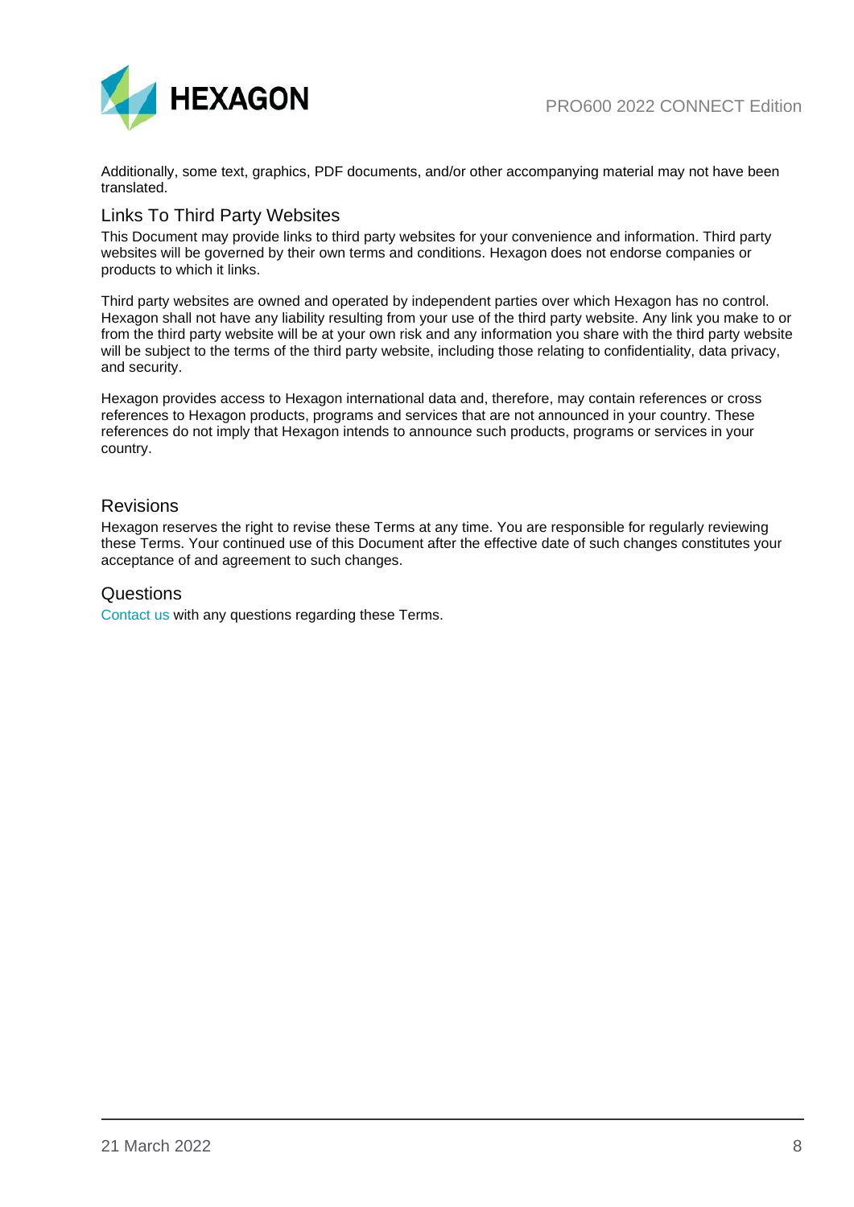Additionally, some text, graphics, PDF documents, and/or other accompanying material may not have been translated.

## Links To Third Party Websites

This Document may provide links to third party websites for your convenience and information. Third party websites will be governed by their own terms and conditions. Hexagon does not endorse companies or products to which it links.

Third party websites are owned and operated by independent parties over which Hexagon has no control. Hexagon shall not have any liability resulting from your use of the third party website. Any link you make to or from the third party website will be at your own risk and any information you share with the third party website will be subject to the terms of the third party website, including those relating to confidentiality, data privacy, and security.

Hexagon provides access to Hexagon international data and, therefore, may contain references or cross references to Hexagon products, programs and services that are not announced in your country. These references do not imply that Hexagon intends to announce such products, programs or services in your country.

## Revisions

Hexagon reserves the right to revise these Terms at any time. You are responsible for regularly reviewing these Terms. Your continued use of this Document after the effective date of such changes constitutes your acceptance of and agreement to such changes.

## Questions

Contact us with any questions regarding these Terms.